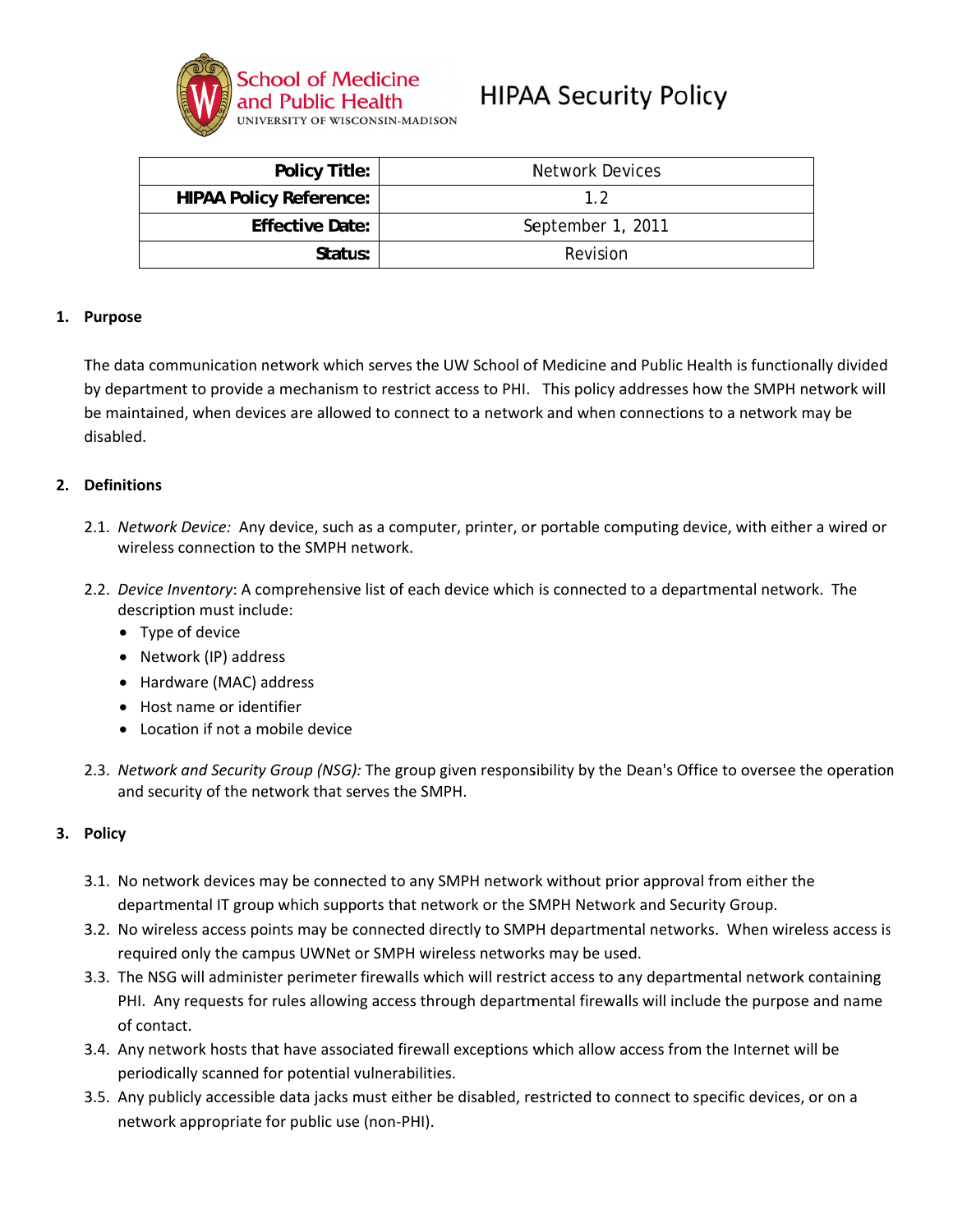School of Medicine and Public Health
UNIVERSITY OF WISCONSIN-MADISON

# HIPAA Security Policy

| **Policy Title:** | Network Devices |
|---|---|
| **HIPAA Policy Reference:** | 1.2 |
| **Effective Date:** | September 1, 2011 |
| **Status:** | Revision |

## 1. Purpose

The data communication network which serves the UW School of Medicine and Public Health is functionally divided by department to provide a mechanism to restrict access to PHI. This policy addresses how the SMPH network will be maintained, when devices are allowed to connect to a network and when connections to a network may be disabled.

## 2. Definitions

2.1. *Network Device:* Any device, such as a computer, printer, or portable computing device, with either a wired or wireless connection to the SMPH network.

2.2. *Device Inventory*: A comprehensive list of each device which is connected to a departmental network. The description must include:

- Type of device
- Network (IP) address
- Hardware (MAC) address
- Host name or identifier
- Location if not a mobile device

2.3. *Network and Security Group (NSG):* The group given responsibility by the Dean's Office to oversee the operation and security of the network that serves the SMPH.

## 3. Policy

3.1. No network devices may be connected to any SMPH network without prior approval from either the departmental IT group which supports that network or the SMPH Network and Security Group.

3.2. No wireless access points may be connected directly to SMPH departmental networks. When wireless access is required only the campus UWNet or SMPH wireless networks may be used.

3.3. The NSG will administer perimeter firewalls which will restrict access to any departmental network containing PHI. Any requests for rules allowing access through departmental firewalls will include the purpose and name of contact.

3.4. Any network hosts that have associated firewall exceptions which allow access from the Internet will be periodically scanned for potential vulnerabilities.

3.5. Any publicly accessible data jacks must either be disabled, restricted to connect to specific devices, or on a network appropriate for public use (non-PHI).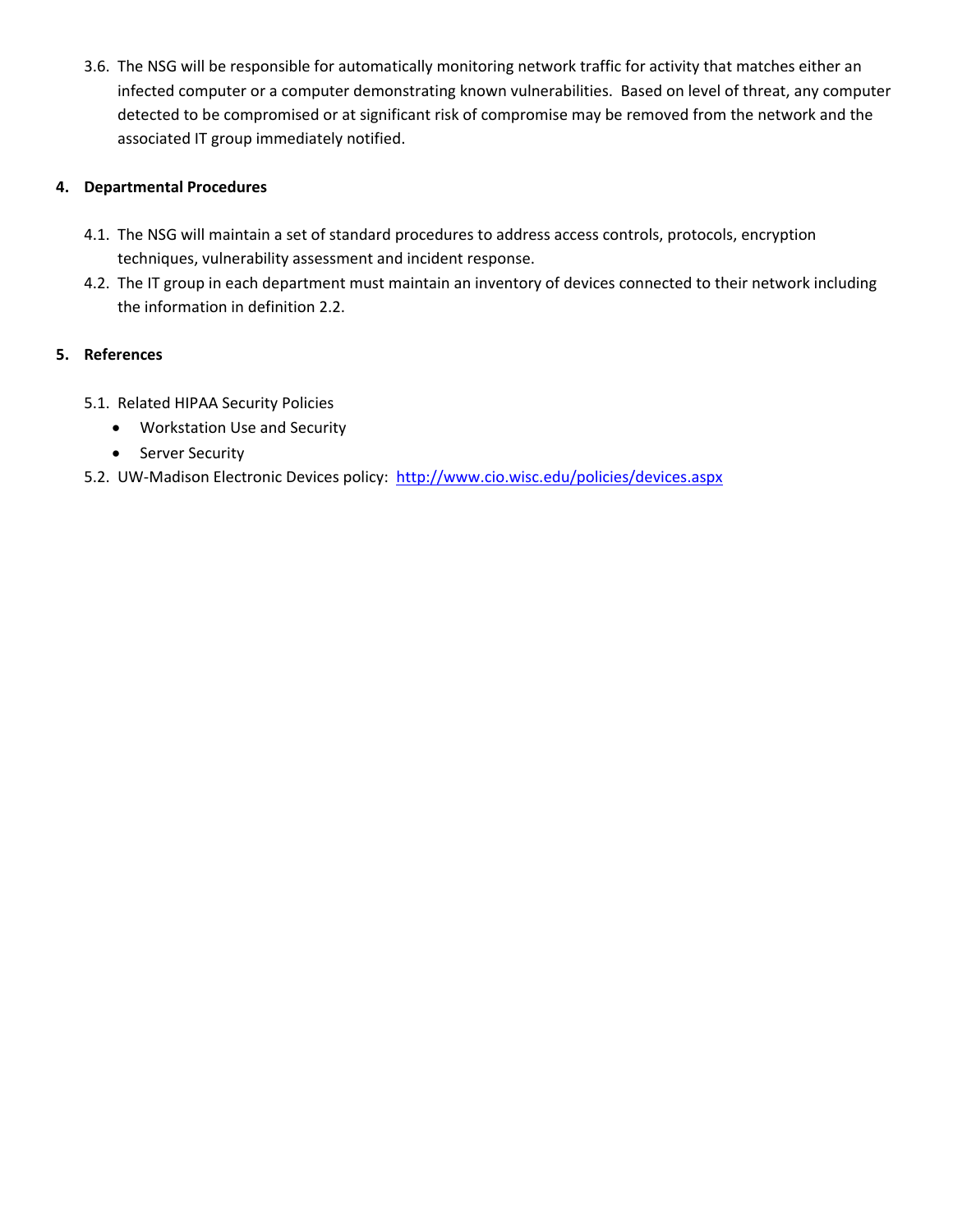3.6. The NSG will be responsible for automatically monitoring network traffic for activity that matches either an infected computer or a computer demonstrating known vulnerabilities. Based on level of threat, any computer detected to be compromised or at significant risk of compromise may be removed from the network and the associated IT group immediately notified.

## 4. Departmental Procedures

4.1. The NSG will maintain a set of standard procedures to address access controls, protocols, encryption techniques, vulnerability assessment and incident response.

4.2. The IT group in each department must maintain an inventory of devices connected to their network including the information in definition 2.2.

## 5. References

5.1. Related HIPAA Security Policies

- Workstation Use and Security
- Server Security

5.2. UW-Madison Electronic Devices policy: [http://www.cio.wisc.edu/policies/devices.aspx](http://www.cio.wisc.edu/policies/devices.aspx)